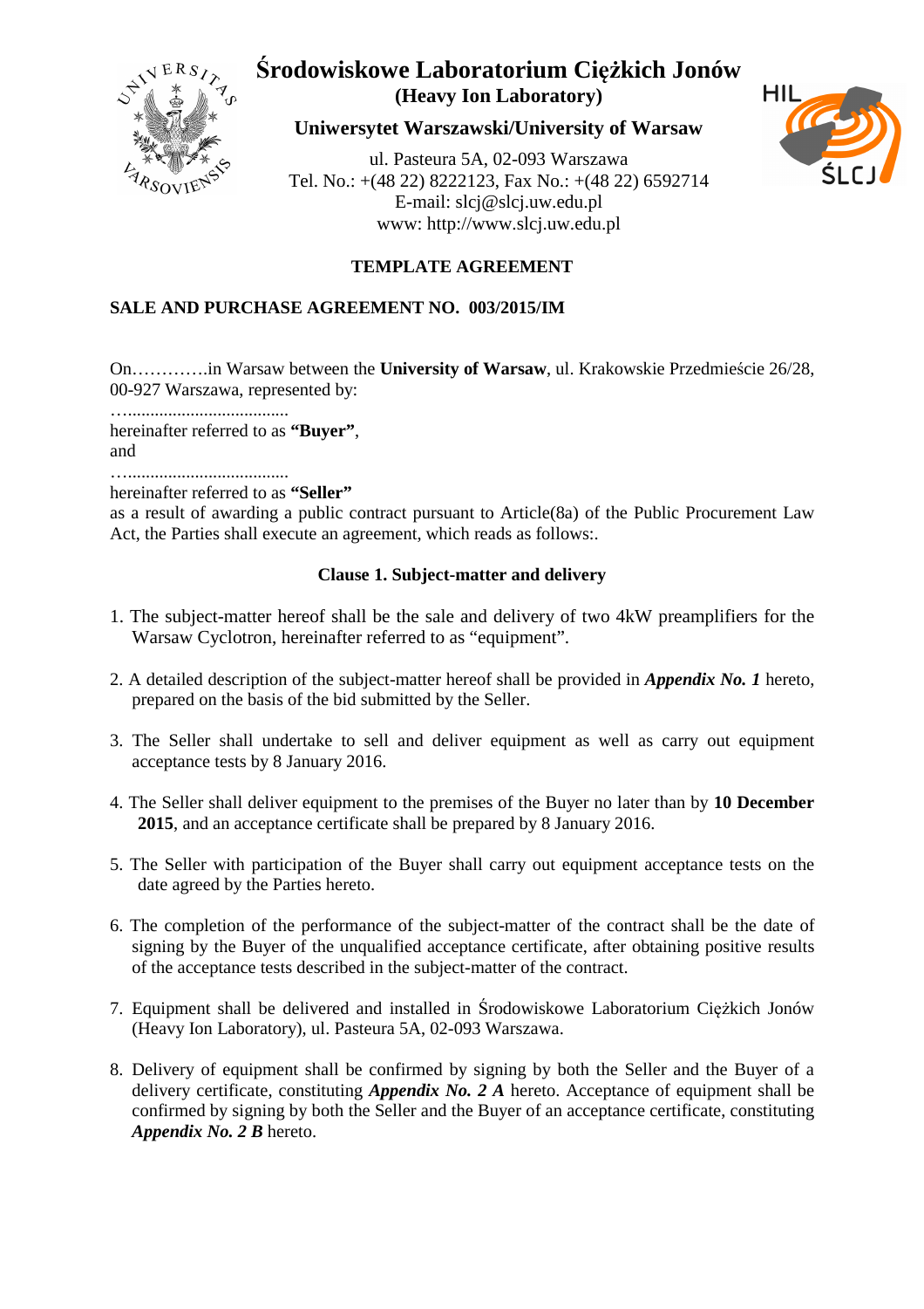# Środowiskowe Laboratorium Ciężkich Jonów

**(Heavy Ion Laboratory)**

**Uniwersytet Warszawski/University of Warsaw**

ul. Pasteura 5A, 02-093 Warszawa
Tel. No.: +(48 22) 8222123, Fax No.: +(48 22) 6592714
E-mail: slcj@slcj.uw.edu.pl
www: http://www.slcj.uw.edu.pl

## TEMPLATE AGREEMENT

## SALE AND PURCHASE AGREEMENT NO. 003/2015/IM

On………….in Warsaw between the **University of Warsaw**, ul. Krakowskie Przedmieście 26/28, 00-927 Warszawa, represented by:

…....................................

hereinafter referred to as **"Buyer"**,

and

…....................................

hereinafter referred to as **"Seller"**

as a result of awarding a public contract pursuant to Article(8a) of the Public Procurement Law Act, the Parties shall execute an agreement, which reads as follows:.

### Clause 1. Subject-matter and delivery

1. The subject-matter hereof shall be the sale and delivery of two 4kW preamplifiers for the Warsaw Cyclotron, hereinafter referred to as "equipment".

2. A detailed description of the subject-matter hereof shall be provided in ***Appendix No. 1*** hereto, prepared on the basis of the bid submitted by the Seller.

3. The Seller shall undertake to sell and deliver equipment as well as carry out equipment acceptance tests by 8 January 2016.

4. The Seller shall deliver equipment to the premises of the Buyer no later than by **10 December 2015**, and an acceptance certificate shall be prepared by 8 January 2016.

5. The Seller with participation of the Buyer shall carry out equipment acceptance tests on the date agreed by the Parties hereto.

6. The completion of the performance of the subject-matter of the contract shall be the date of signing by the Buyer of the unqualified acceptance certificate, after obtaining positive results of the acceptance tests described in the subject-matter of the contract.

7. Equipment shall be delivered and installed in Środowiskowe Laboratorium Ciężkich Jonów (Heavy Ion Laboratory), ul. Pasteura 5A, 02-093 Warszawa.

8. Delivery of equipment shall be confirmed by signing by both the Seller and the Buyer of a delivery certificate, constituting ***Appendix No. 2 A*** hereto. Acceptance of equipment shall be confirmed by signing by both the Seller and the Buyer of an acceptance certificate, constituting ***Appendix No. 2 B*** hereto.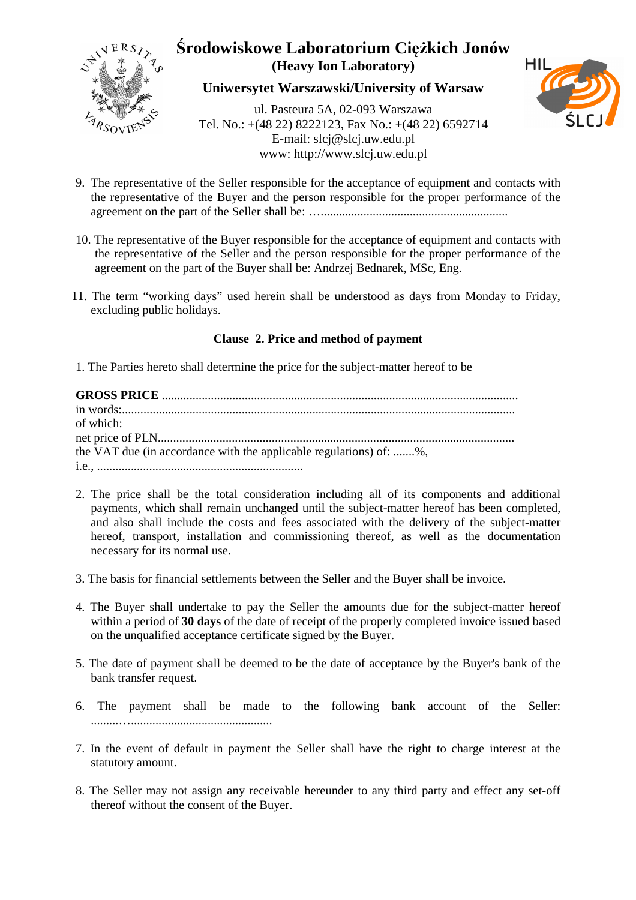9. The representative of the Seller responsible for the acceptance of equipment and contacts with the representative of the Buyer and the person responsible for the proper performance of the agreement on the part of the Seller shall be: …...........................................................

10. The representative of the Buyer responsible for the acceptance of equipment and contacts with the representative of the Seller and the person responsible for the proper performance of the agreement on the part of the Buyer shall be: Andrzej Bednarek, MSc, Eng.

11. The term "working days" used herein shall be understood as days from Monday to Friday, excluding public holidays.

### Clause 2. Price and method of payment

1. The Parties hereto shall determine the price for the subject-matter hereof to be

**GROSS PRICE** ..................................................................................................................
in words:...............................................................................................................................
of which:
net price of PLN...................................................................................................................
the VAT due (in accordance with the applicable regulations) of: .......%,
i.e., ...................................................................

2. The price shall be the total consideration including all of its components and additional payments, which shall remain unchanged until the subject-matter hereof has been completed, and also shall include the costs and fees associated with the delivery of the subject-matter hereof, transport, installation and commissioning thereof, as well as the documentation necessary for its normal use.

3. The basis for financial settlements between the Seller and the Buyer shall be invoice.

4. The Buyer shall undertake to pay the Seller the amounts due for the subject-matter hereof within a period of **30 days** of the date of receipt of the properly completed invoice issued based on the unqualified acceptance certificate signed by the Buyer.

5. The date of payment shall be deemed to be the date of acceptance by the Buyer's bank of the bank transfer request.

6. The payment shall be made to the following bank account of the Seller: ..........…............................................

7. In the event of default in payment the Seller shall have the right to charge interest at the statutory amount.

8. The Seller may not assign any receivable hereunder to any third party and effect any set-off thereof without the consent of the Buyer.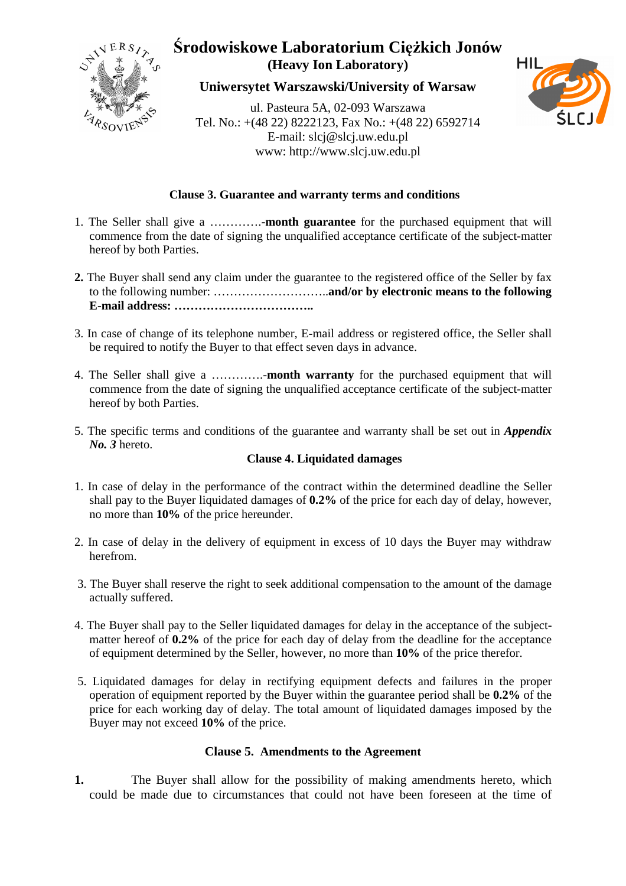**Clause 3. Guarantee and warranty terms and conditions**

1. The Seller shall give a ………….-**month guarantee** for the purchased equipment that will commence from the date of signing the unqualified acceptance certificate of the subject-matter hereof by both Parties.

**2.** The Buyer shall send any claim under the guarantee to the registered office of the Seller by fax to the following number: ………………………..**and/or by electronic means to the following E-mail address: ……………………………..**

3. In case of change of its telephone number, E-mail address or registered office, the Seller shall be required to notify the Buyer to that effect seven days in advance.

4. The Seller shall give a ………….-**month warranty** for the purchased equipment that will commence from the date of signing the unqualified acceptance certificate of the subject-matter hereof by both Parties.

5. The specific terms and conditions of the guarantee and warranty shall be set out in ***Appendix No. 3*** hereto.

**Clause 4. Liquidated damages**

1. In case of delay in the performance of the contract within the determined deadline the Seller shall pay to the Buyer liquidated damages of **0.2%** of the price for each day of delay, however, no more than **10%** of the price hereunder.

2. In case of delay in the delivery of equipment in excess of 10 days the Buyer may withdraw herefrom.

3. The Buyer shall reserve the right to seek additional compensation to the amount of the damage actually suffered.

4. The Buyer shall pay to the Seller liquidated damages for delay in the acceptance of the subject-matter hereof of **0.2%** of the price for each day of delay from the deadline for the acceptance of equipment determined by the Seller, however, no more than **10%** of the price therefor.

5. Liquidated damages for delay in rectifying equipment defects and failures in the proper operation of equipment reported by the Buyer within the guarantee period shall be **0.2%** of the price for each working day of delay. The total amount of liquidated damages imposed by the Buyer may not exceed **10%** of the price.

**Clause 5. Amendments to the Agreement**

**1.** The Buyer shall allow for the possibility of making amendments hereto, which could be made due to circumstances that could not have been foreseen at the time of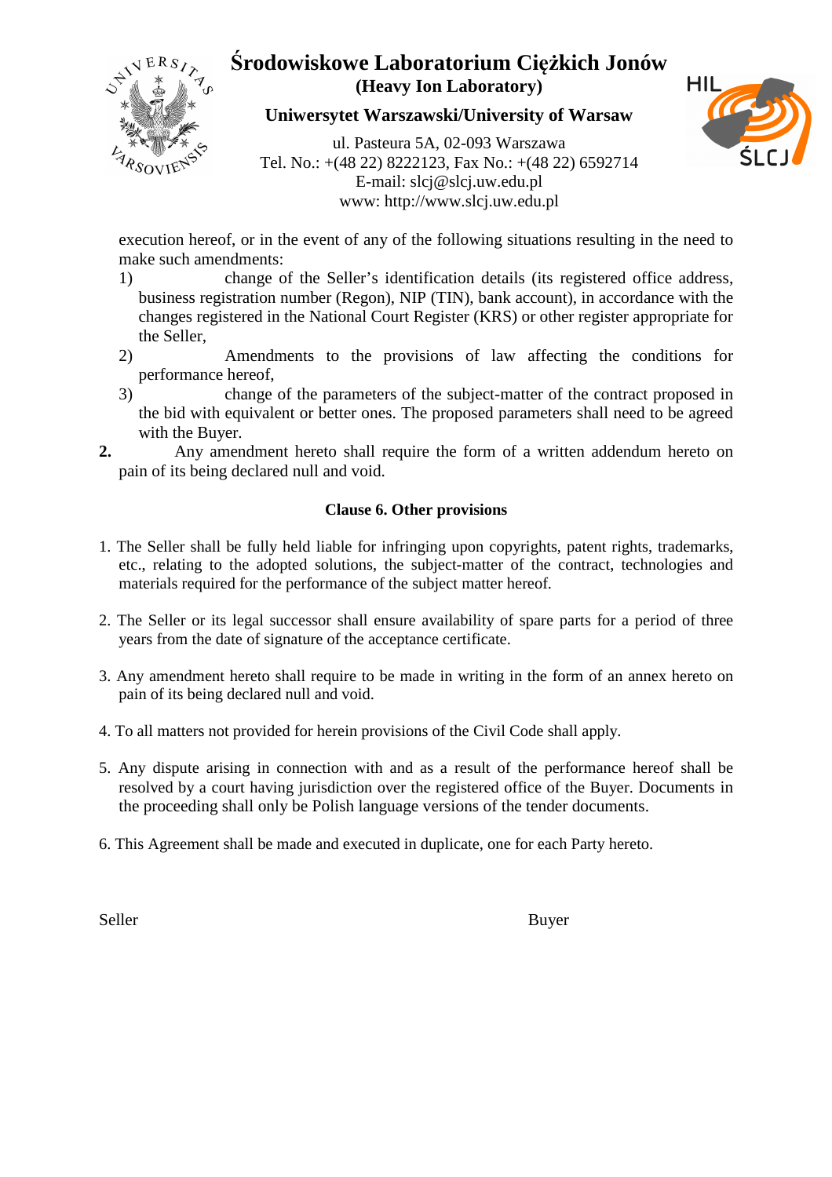execution hereof, or in the event of any of the following situations resulting in the need to make such amendments:

1) change of the Seller's identification details (its registered office address, business registration number (Regon), NIP (TIN), bank account), in accordance with the changes registered in the National Court Register (KRS) or other register appropriate for the Seller,
2) Amendments to the provisions of law affecting the conditions for performance hereof,
3) change of the parameters of the subject-matter of the contract proposed in the bid with equivalent or better ones. The proposed parameters shall need to be agreed with the Buyer.

**2.** Any amendment hereto shall require the form of a written addendum hereto on pain of its being declared null and void.

### Clause 6. Other provisions

1. The Seller shall be fully held liable for infringing upon copyrights, patent rights, trademarks, etc., relating to the adopted solutions, the subject-matter of the contract, technologies and materials required for the performance of the subject matter hereof.

2. The Seller or its legal successor shall ensure availability of spare parts for a period of three years from the date of signature of the acceptance certificate.

3. Any amendment hereto shall require to be made in writing in the form of an annex hereto on pain of its being declared null and void.

4. To all matters not provided for herein provisions of the Civil Code shall apply.

5. Any dispute arising in connection with and as a result of the performance hereof shall be resolved by a court having jurisdiction over the registered office of the Buyer. Documents in the proceeding shall only be Polish language versions of the tender documents.

6. This Agreement shall be made and executed in duplicate, one for each Party hereto.

Seller    Buyer